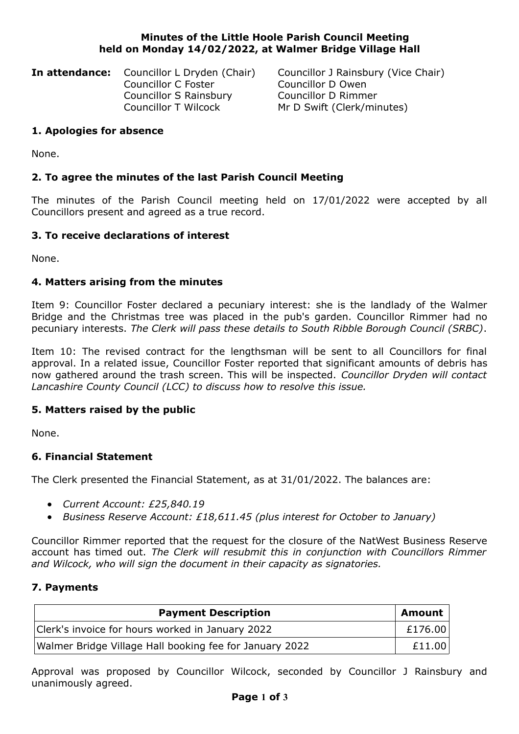# Minutes of the Little Hoole Parish Council Meeting held on Monday 14/02/2022, at Walmer Bridge Village Hall

**In attendance:** Councillor L Dryden (Chair), Councillor J Rainsbury (Vice Chair), Councillor C Foster, Councillor D Owen, Councillor S Rainsbury, Councillor D Rimmer, Councillor T Wilcock, Mr D Swift (Clerk/minutes)

## 1. Apologies for absence

None.

## 2. To agree the minutes of the last Parish Council Meeting

The minutes of the Parish Council meeting held on 17/01/2022 were accepted by all Councillors present and agreed as a true record.

## 3. To receive declarations of interest

None.

## 4. Matters arising from the minutes

Item 9: Councillor Foster declared a pecuniary interest: she is the landlady of the Walmer Bridge and the Christmas tree was placed in the pub's garden. Councillor Rimmer had no pecuniary interests. *The Clerk will pass these details to South Ribble Borough Council (SRBC)*.

Item 10: The revised contract for the lengthsman will be sent to all Councillors for final approval. In a related issue, Councillor Foster reported that significant amounts of debris has now gathered around the trash screen. This will be inspected. *Councillor Dryden will contact Lancashire County Council (LCC) to discuss how to resolve this issue.*

## 5. Matters raised by the public

None.

## 6. Financial Statement

The Clerk presented the Financial Statement, as at 31/01/2022. The balances are:

- *Current Account: £25,840.19*
- *Business Reserve Account: £18,611.45 (plus interest for October to January)*

Councillor Rimmer reported that the request for the closure of the NatWest Business Reserve account has timed out. *The Clerk will resubmit this in conjunction with Councillors Rimmer and Wilcock, who will sign the document in their capacity as signatories.*

## 7. Payments

| Payment Description | Amount |
|---|---|
| Clerk's invoice for hours worked in January 2022 | £176.00 |
| Walmer Bridge Village Hall booking fee for January 2022 | £11.00 |

Approval was proposed by Councillor Wilcock, seconded by Councillor J Rainsbury and unanimously agreed.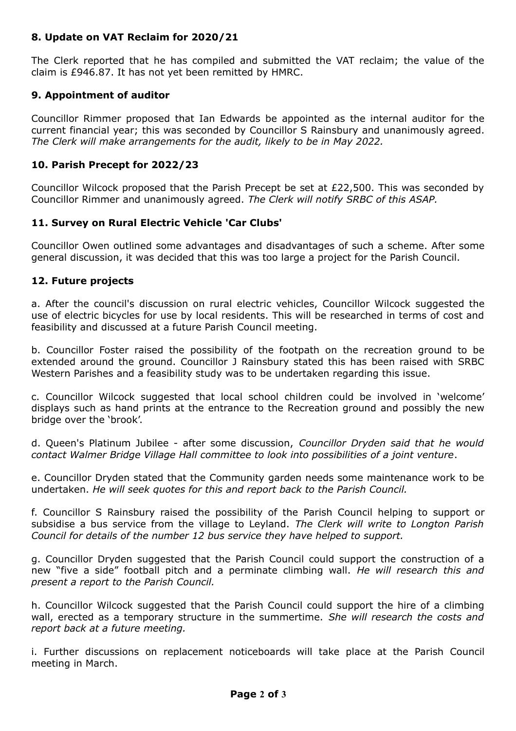### 8. Update on VAT Reclaim for 2020/21

The Clerk reported that he has compiled and submitted the VAT reclaim; the value of the claim is £946.87. It has not yet been remitted by HMRC.

### 9. Appointment of auditor

Councillor Rimmer proposed that Ian Edwards be appointed as the internal auditor for the current financial year; this was seconded by Councillor S Rainsbury and unanimously agreed. *The Clerk will make arrangements for the audit, likely to be in May 2022.*

### 10. Parish Precept for 2022/23

Councillor Wilcock proposed that the Parish Precept be set at £22,500. This was seconded by Councillor Rimmer and unanimously agreed. *The Clerk will notify SRBC of this ASAP.*

### 11. Survey on Rural Electric Vehicle 'Car Clubs'

Councillor Owen outlined some advantages and disadvantages of such a scheme. After some general discussion, it was decided that this was too large a project for the Parish Council.

### 12. Future projects

a. After the council's discussion on rural electric vehicles, Councillor Wilcock suggested the use of electric bicycles for use by local residents. This will be researched in terms of cost and feasibility and discussed at a future Parish Council meeting.

b. Councillor Foster raised the possibility of the footpath on the recreation ground to be extended around the ground. Councillor J Rainsbury stated this has been raised with SRBC Western Parishes and a feasibility study was to be undertaken regarding this issue.

c. Councillor Wilcock suggested that local school children could be involved in 'welcome' displays such as hand prints at the entrance to the Recreation ground and possibly the new bridge over the 'brook'.

d. Queen's Platinum Jubilee - after some discussion, *Councillor Dryden said that he would contact Walmer Bridge Village Hall committee to look into possibilities of a joint venture*.

e. Councillor Dryden stated that the Community garden needs some maintenance work to be undertaken. *He will seek quotes for this and report back to the Parish Council.*

f. Councillor S Rainsbury raised the possibility of the Parish Council helping to support or subsidise a bus service from the village to Leyland. *The Clerk will write to Longton Parish Council for details of the number 12 bus service they have helped to support.*

g. Councillor Dryden suggested that the Parish Council could support the construction of a new "five a side" football pitch and a perminate climbing wall. *He will research this and present a report to the Parish Council.*

h. Councillor Wilcock suggested that the Parish Council could support the hire of a climbing wall, erected as a temporary structure in the summertime. *She will research the costs and report back at a future meeting.*

i. Further discussions on replacement noticeboards will take place at the Parish Council meeting in March.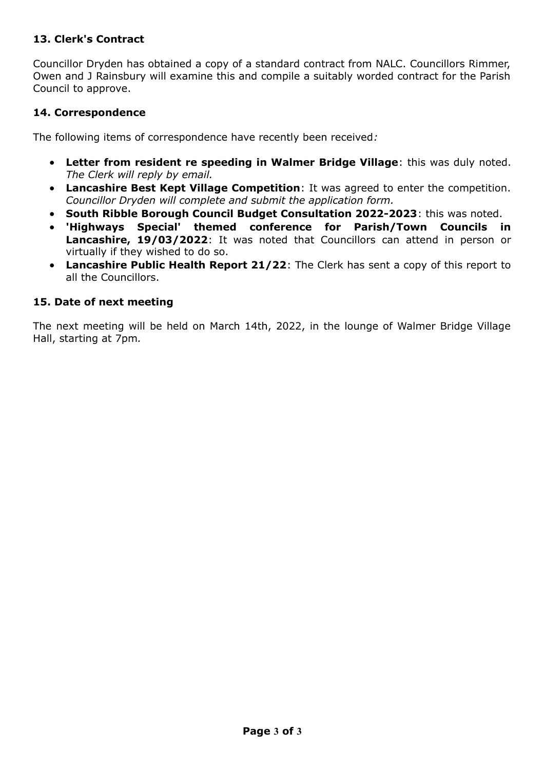### 13. Clerk's Contract

Councillor Dryden has obtained a copy of a standard contract from NALC. Councillors Rimmer, Owen and J Rainsbury will examine this and compile a suitably worded contract for the Parish Council to approve.

### 14. Correspondence

The following items of correspondence have recently been received*:*

- **Letter from resident re speeding in Walmer Bridge Village**: this was duly noted. *The Clerk will reply by email.*
- **Lancashire Best Kept Village Competition**: It was agreed to enter the competition. *Councillor Dryden will complete and submit the application form.*
- **South Ribble Borough Council Budget Consultation 2022-2023**: this was noted.
- **'Highways Special' themed conference for Parish/Town Councils in Lancashire, 19/03/2022**: It was noted that Councillors can attend in person or virtually if they wished to do so.
- **Lancashire Public Health Report 21/22**: The Clerk has sent a copy of this report to all the Councillors.

### 15. Date of next meeting

The next meeting will be held on March 14th, 2022, in the lounge of Walmer Bridge Village Hall, starting at 7pm*.*